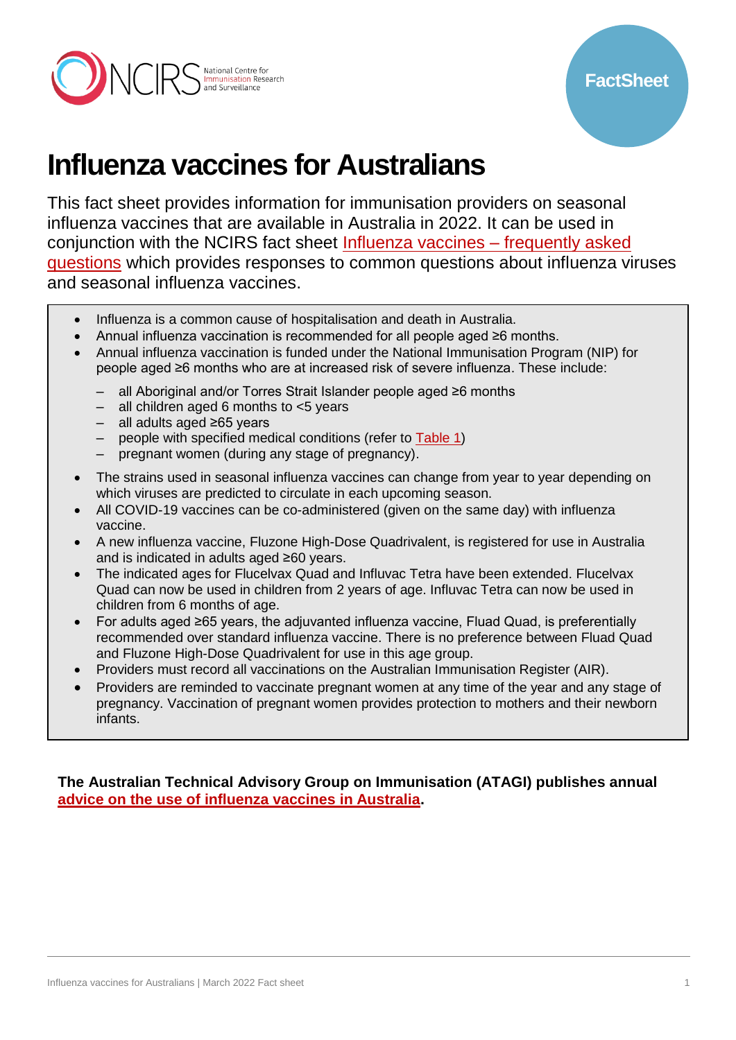NCIRS National Centre for Immunisation Research and Surveillance

FactSheet

# Influenza vaccines for Australians

This fact sheet provides information for immunisation providers on seasonal influenza vaccines that are available in Australia in 2022. It can be used in conjunction with the NCIRS fact sheet Influenza vaccines – frequently asked questions which provides responses to common questions about influenza viruses and seasonal influenza vaccines.

- Influenza is a common cause of hospitalisation and death in Australia.
- Annual influenza vaccination is recommended for all people aged ≥6 months.
- Annual influenza vaccination is funded under the National Immunisation Program (NIP) for people aged ≥6 months who are at increased risk of severe influenza. These include:
  - all Aboriginal and/or Torres Strait Islander people aged ≥6 months
  - all children aged 6 months to <5 years
  - all adults aged ≥65 years
  - people with specified medical conditions (refer to Table 1)
  - pregnant women (during any stage of pregnancy).
- The strains used in seasonal influenza vaccines can change from year to year depending on which viruses are predicted to circulate in each upcoming season.
- All COVID-19 vaccines can be co-administered (given on the same day) with influenza vaccine.
- A new influenza vaccine, Fluzone High-Dose Quadrivalent, is registered for use in Australia and is indicated in adults aged ≥60 years.
- The indicated ages for Flucelvax Quad and Influvac Tetra have been extended. Flucelvax Quad can now be used in children from 2 years of age. Influvac Tetra can now be used in children from 6 months of age.
- For adults aged ≥65 years, the adjuvanted influenza vaccine, Fluad Quad, is preferentially recommended over standard influenza vaccine. There is no preference between Fluad Quad and Fluzone High-Dose Quadrivalent for use in this age group.
- Providers must record all vaccinations on the Australian Immunisation Register (AIR).
- Providers are reminded to vaccinate pregnant women at any time of the year and any stage of pregnancy. Vaccination of pregnant women provides protection to mothers and their newborn infants.

**The Australian Technical Advisory Group on Immunisation (ATAGI) publishes annual advice on the use of influenza vaccines in Australia.**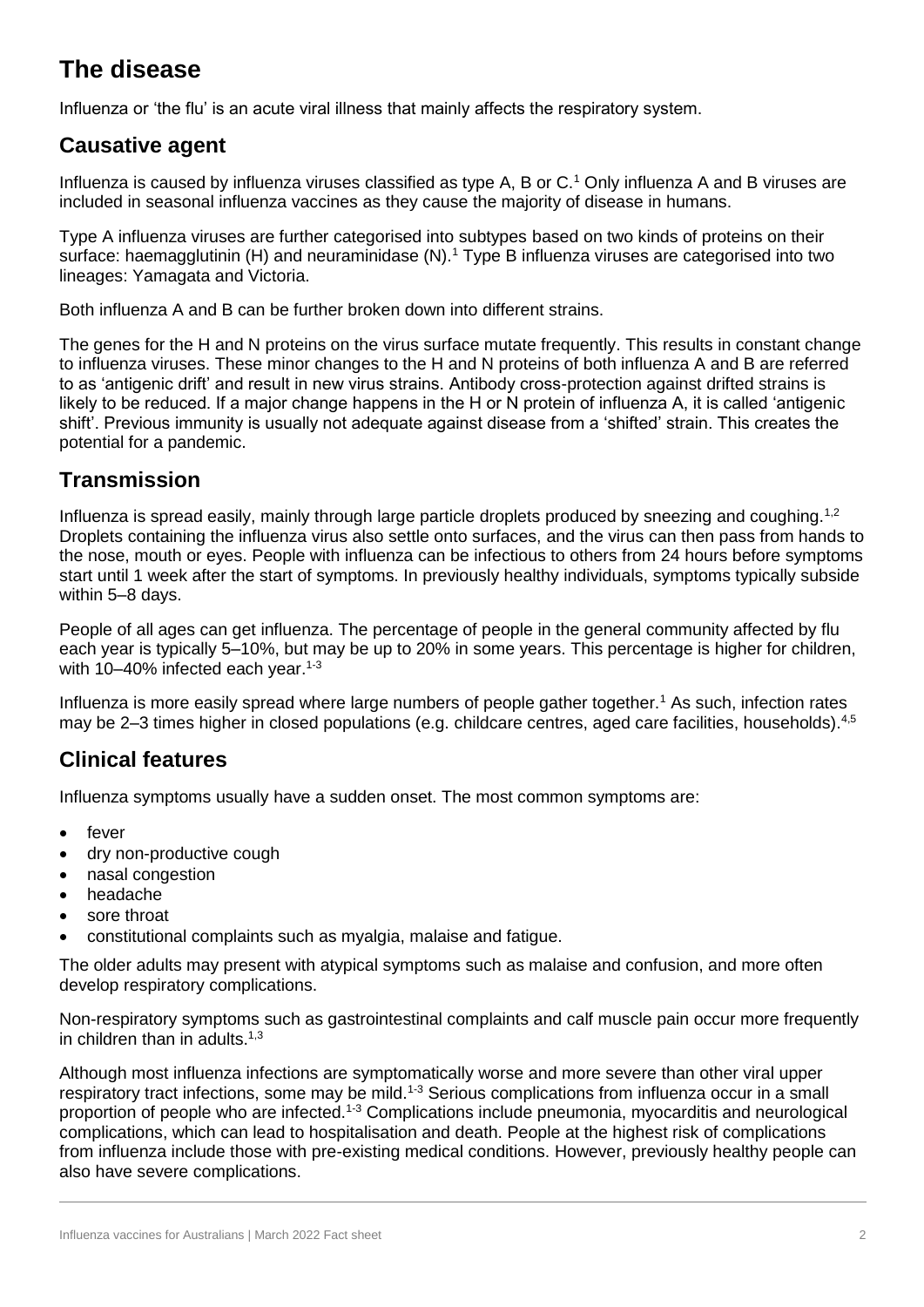# The disease

Influenza or 'the flu' is an acute viral illness that mainly affects the respiratory system.

## Causative agent

Influenza is caused by influenza viruses classified as type A, B or C.[1] Only influenza A and B viruses are included in seasonal influenza vaccines as they cause the majority of disease in humans.

Type A influenza viruses are further categorised into subtypes based on two kinds of proteins on their surface: haemagglutinin (H) and neuraminidase (N).[1] Type B influenza viruses are categorised into two lineages: Yamagata and Victoria.

Both influenza A and B can be further broken down into different strains.

The genes for the H and N proteins on the virus surface mutate frequently. This results in constant change to influenza viruses. These minor changes to the H and N proteins of both influenza A and B are referred to as 'antigenic drift' and result in new virus strains. Antibody cross-protection against drifted strains is likely to be reduced. If a major change happens in the H or N protein of influenza A, it is called 'antigenic shift'. Previous immunity is usually not adequate against disease from a 'shifted' strain. This creates the potential for a pandemic.

## Transmission

Influenza is spread easily, mainly through large particle droplets produced by sneezing and coughing.[1,2] Droplets containing the influenza virus also settle onto surfaces, and the virus can then pass from hands to the nose, mouth or eyes. People with influenza can be infectious to others from 24 hours before symptoms start until 1 week after the start of symptoms. In previously healthy individuals, symptoms typically subside within 5–8 days.

People of all ages can get influenza. The percentage of people in the general community affected by flu each year is typically 5–10%, but may be up to 20% in some years. This percentage is higher for children, with 10–40% infected each year.[1-3]

Influenza is more easily spread where large numbers of people gather together.[1] As such, infection rates may be 2–3 times higher in closed populations (e.g. childcare centres, aged care facilities, households).[4,5]

## Clinical features

Influenza symptoms usually have a sudden onset. The most common symptoms are:

- fever
- dry non-productive cough
- nasal congestion
- headache
- sore throat
- constitutional complaints such as myalgia, malaise and fatigue.

The older adults may present with atypical symptoms such as malaise and confusion, and more often develop respiratory complications.

Non-respiratory symptoms such as gastrointestinal complaints and calf muscle pain occur more frequently in children than in adults.[1,3]

Although most influenza infections are symptomatically worse and more severe than other viral upper respiratory tract infections, some may be mild.[1-3] Serious complications from influenza occur in a small proportion of people who are infected.[1-3] Complications include pneumonia, myocarditis and neurological complications, which can lead to hospitalisation and death. People at the highest risk of complications from influenza include those with pre-existing medical conditions. However, previously healthy people can also have severe complications.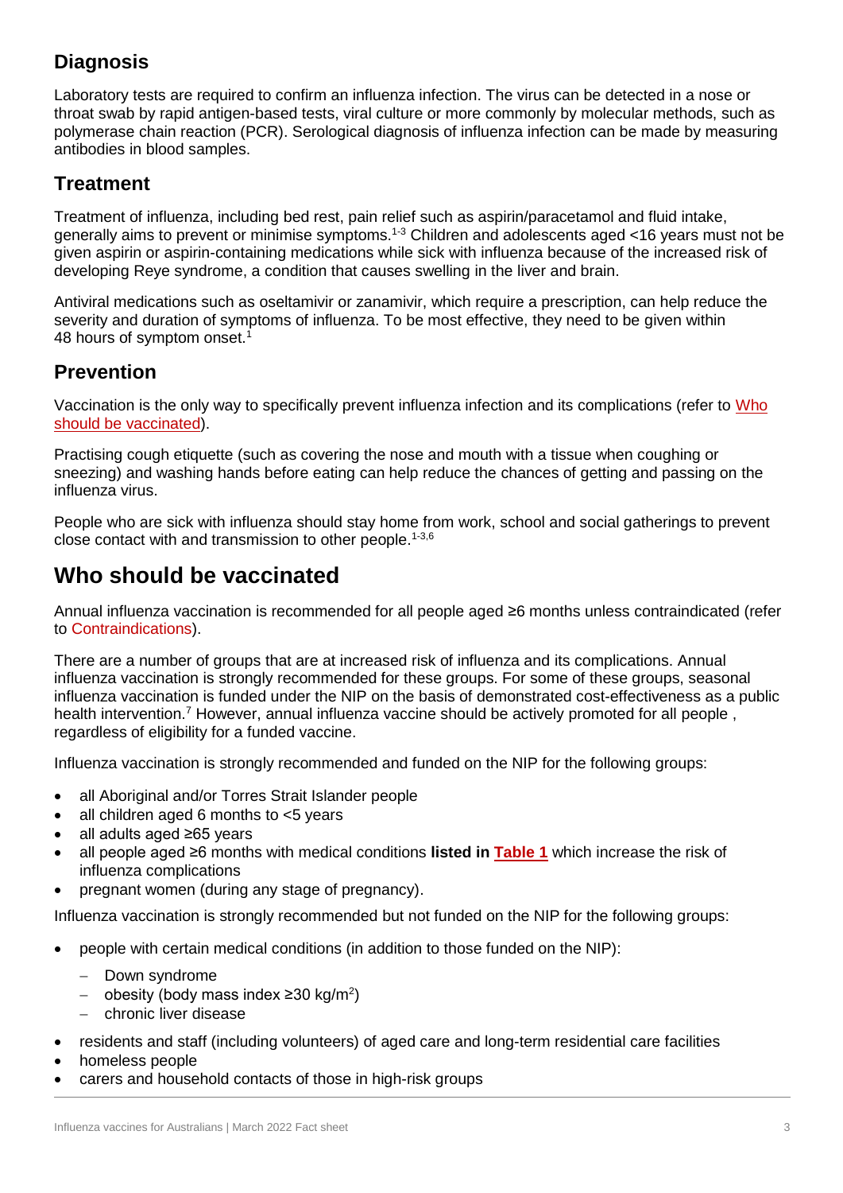## Diagnosis

Laboratory tests are required to confirm an influenza infection. The virus can be detected in a nose or throat swab by rapid antigen-based tests, viral culture or more commonly by molecular methods, such as polymerase chain reaction (PCR). Serological diagnosis of influenza infection can be made by measuring antibodies in blood samples.

## Treatment

Treatment of influenza, including bed rest, pain relief such as aspirin/paracetamol and fluid intake, generally aims to prevent or minimise symptoms.[1-3] Children and adolescents aged <16 years must not be given aspirin or aspirin-containing medications while sick with influenza because of the increased risk of developing Reye syndrome, a condition that causes swelling in the liver and brain.

Antiviral medications such as oseltamivir or zanamivir, which require a prescription, can help reduce the severity and duration of symptoms of influenza. To be most effective, they need to be given within 48 hours of symptom onset.[1]

## Prevention

Vaccination is the only way to specifically prevent influenza infection and its complications (refer to Who should be vaccinated).

Practising cough etiquette (such as covering the nose and mouth with a tissue when coughing or sneezing) and washing hands before eating can help reduce the chances of getting and passing on the influenza virus.

People who are sick with influenza should stay home from work, school and social gatherings to prevent close contact with and transmission to other people.[1-3,6]

# Who should be vaccinated

Annual influenza vaccination is recommended for all people aged ≥6 months unless contraindicated (refer to Contraindications).

There are a number of groups that are at increased risk of influenza and its complications. Annual influenza vaccination is strongly recommended for these groups. For some of these groups, seasonal influenza vaccination is funded under the NIP on the basis of demonstrated cost-effectiveness as a public health intervention.[7] However, annual influenza vaccine should be actively promoted for all people , regardless of eligibility for a funded vaccine.

Influenza vaccination is strongly recommended and funded on the NIP for the following groups:

- all Aboriginal and/or Torres Strait Islander people
- all children aged 6 months to <5 years
- all adults aged ≥65 years
- all people aged ≥6 months with medical conditions **listed in Table 1** which increase the risk of influenza complications
- pregnant women (during any stage of pregnancy).

Influenza vaccination is strongly recommended but not funded on the NIP for the following groups:

- people with certain medical conditions (in addition to those funded on the NIP):
  - Down syndrome
  - obesity (body mass index ≥30 kg/m$^2$)
  - chronic liver disease
- residents and staff (including volunteers) of aged care and long-term residential care facilities
- homeless people
- carers and household contacts of those in high-risk groups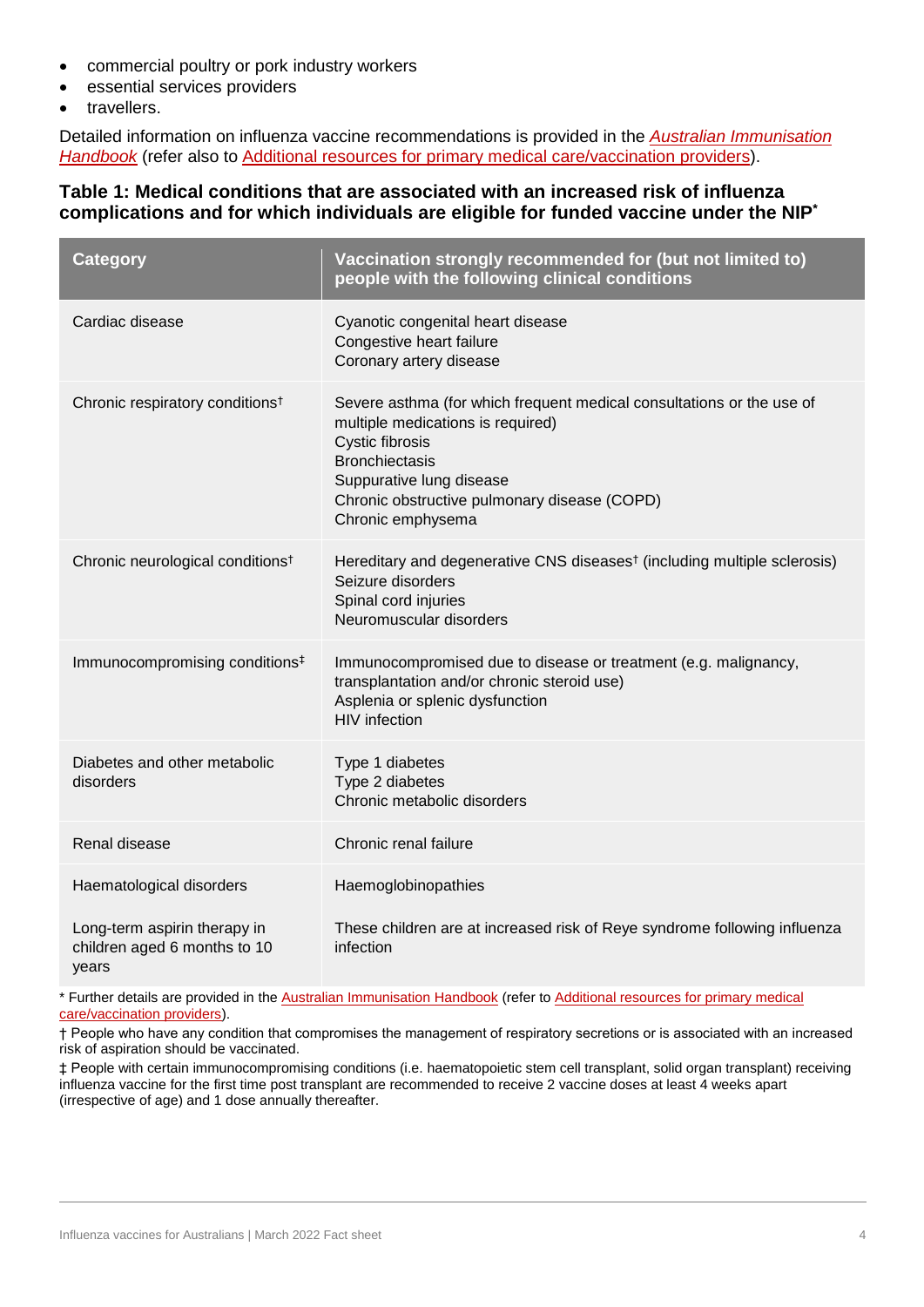- commercial poultry or pork industry workers
- essential services providers
- travellers.

Detailed information on influenza vaccine recommendations is provided in the *Australian Immunisation Handbook* (refer also to Additional resources for primary medical care/vaccination providers).

### Table 1: Medical conditions that are associated with an increased risk of influenza complications and for which individuals are eligible for funded vaccine under the NIP*

| Category | Vaccination strongly recommended for (but not limited to) people with the following clinical conditions |
|---|---|
| Cardiac disease | Cyanotic congenital heart disease<br>Congestive heart failure<br>Coronary artery disease |
| Chronic respiratory conditions† | Severe asthma (for which frequent medical consultations or the use of multiple medications is required)<br>Cystic fibrosis<br>Bronchiectasis<br>Suppurative lung disease<br>Chronic obstructive pulmonary disease (COPD)<br>Chronic emphysema |
| Chronic neurological conditions† | Hereditary and degenerative CNS diseases† (including multiple sclerosis)<br>Seizure disorders<br>Spinal cord injuries<br>Neuromuscular disorders |
| Immunocompromising conditions‡ | Immunocompromised due to disease or treatment (e.g. malignancy, transplantation and/or chronic steroid use)<br>Asplenia or splenic dysfunction<br>HIV infection |
| Diabetes and other metabolic disorders | Type 1 diabetes<br>Type 2 diabetes<br>Chronic metabolic disorders |
| Renal disease | Chronic renal failure |
| Haematological disorders | Haemoglobinopathies |
| Long-term aspirin therapy in children aged 6 months to 10 years | These children are at increased risk of Reye syndrome following influenza infection |

\* Further details are provided in the Australian Immunisation Handbook (refer to Additional resources for primary medical care/vaccination providers).

† People who have any condition that compromises the management of respiratory secretions or is associated with an increased risk of aspiration should be vaccinated.

‡ People with certain immunocompromising conditions (i.e. haematopoietic stem cell transplant, solid organ transplant) receiving influenza vaccine for the first time post transplant are recommended to receive 2 vaccine doses at least 4 weeks apart (irrespective of age) and 1 dose annually thereafter.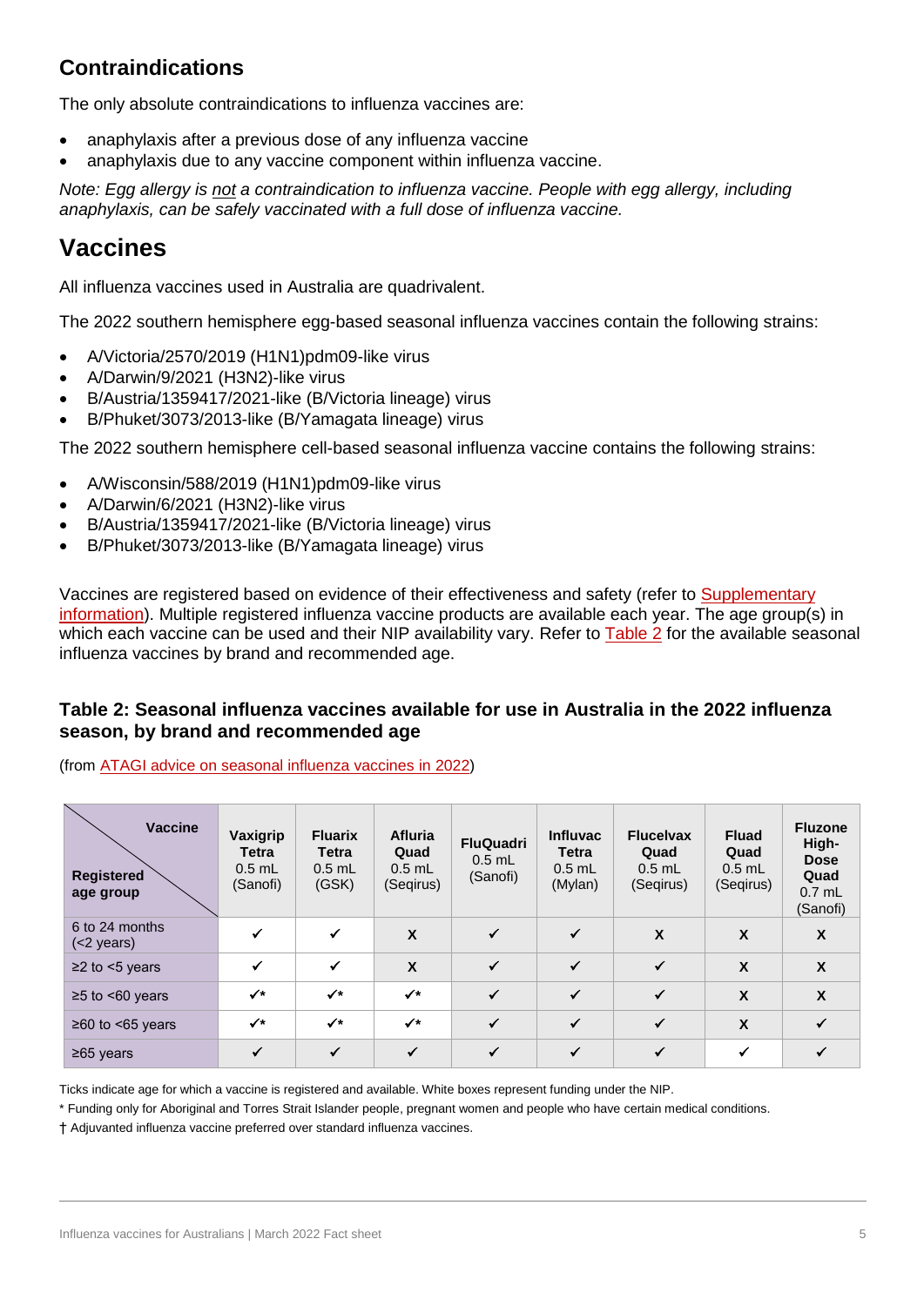## Contraindications

The only absolute contraindications to influenza vaccines are:

- anaphylaxis after a previous dose of any influenza vaccine
- anaphylaxis due to any vaccine component within influenza vaccine.

*Note: Egg allergy is not a contraindication to influenza vaccine. People with egg allergy, including anaphylaxis, can be safely vaccinated with a full dose of influenza vaccine.*

# Vaccines

All influenza vaccines used in Australia are quadrivalent.

The 2022 southern hemisphere egg-based seasonal influenza vaccines contain the following strains:

- A/Victoria/2570/2019 (H1N1)pdm09-like virus
- A/Darwin/9/2021 (H3N2)-like virus
- B/Austria/1359417/2021-like (B/Victoria lineage) virus
- B/Phuket/3073/2013-like (B/Yamagata lineage) virus

The 2022 southern hemisphere cell-based seasonal influenza vaccine contains the following strains:

- A/Wisconsin/588/2019 (H1N1)pdm09-like virus
- A/Darwin/6/2021 (H3N2)-like virus
- B/Austria/1359417/2021-like (B/Victoria lineage) virus
- B/Phuket/3073/2013-like (B/Yamagata lineage) virus

Vaccines are registered based on evidence of their effectiveness and safety (refer to Supplementary information). Multiple registered influenza vaccine products are available each year. The age group(s) in which each vaccine can be used and their NIP availability vary. Refer to Table 2 for the available seasonal influenza vaccines by brand and recommended age.

### Table 2: Seasonal influenza vaccines available for use in Australia in the 2022 influenza season, by brand and recommended age

(from ATAGI advice on seasonal influenza vaccines in 2022)

| Vaccine / Registered age group | Vaxigrip Tetra 0.5 mL (Sanofi) | Fluarix Tetra 0.5 mL (GSK) | Afluria Quad 0.5 mL (Seqirus) | FluQuadri 0.5 mL (Sanofi) | Influvac Tetra 0.5 mL (Mylan) | Flucelvax Quad 0.5 mL (Seqirus) | Fluad Quad 0.5 mL (Seqirus) | Fluzone High-Dose Quad 0.7 mL (Sanofi) |
|---|---|---|---|---|---|---|---|---|
| 6 to 24 months (<2 years) | ✓ | ✓ | X | ✓ | ✓ | X | X | X |
| ≥2 to <5 years | ✓ | ✓ | X | ✓ | ✓ | ✓ | X | X |
| ≥5 to <60 years | ✓* | ✓* | ✓* | ✓ | ✓ | ✓ | X | X |
| ≥60 to <65 years | ✓* | ✓* | ✓* | ✓ | ✓ | ✓ | X | ✓ |
| ≥65 years | ✓ | ✓ | ✓ | ✓ | ✓ | ✓ | ✓ | ✓ |

Ticks indicate age for which a vaccine is registered and available. White boxes represent funding under the NIP.

\* Funding only for Aboriginal and Torres Strait Islander people, pregnant women and people who have certain medical conditions.

† Adjuvanted influenza vaccine preferred over standard influenza vaccines.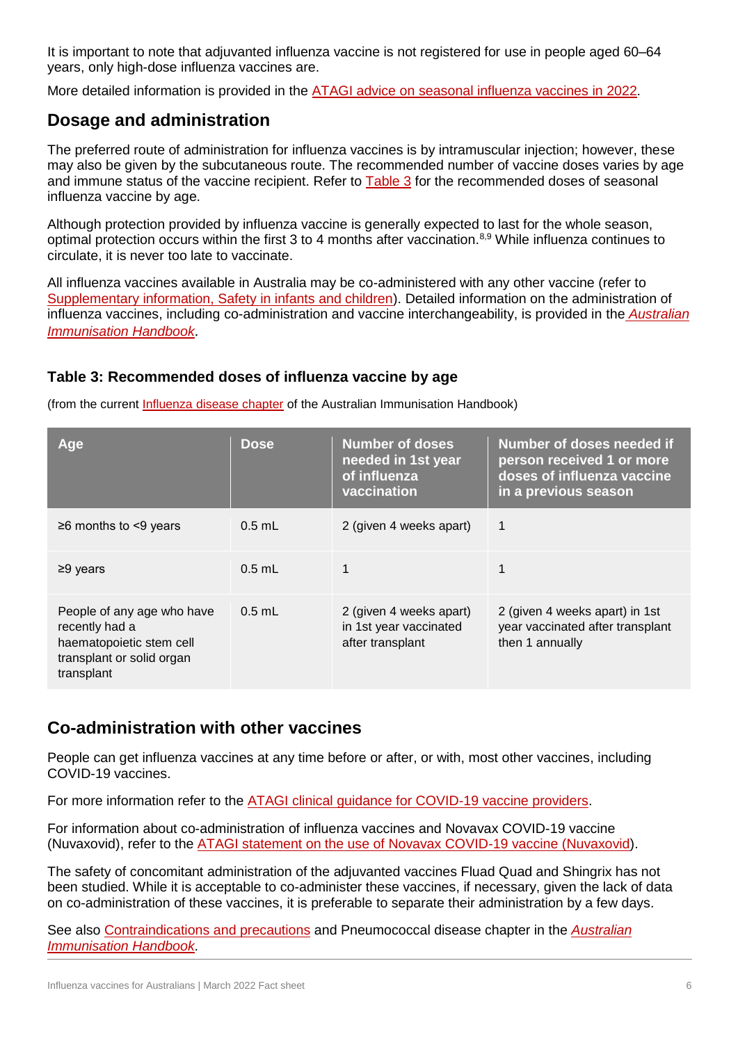It is important to note that adjuvanted influenza vaccine is not registered for use in people aged 60–64 years, only high-dose influenza vaccines are.

More detailed information is provided in the ATAGI advice on seasonal influenza vaccines in 2022.

## Dosage and administration

The preferred route of administration for influenza vaccines is by intramuscular injection; however, these may also be given by the subcutaneous route. The recommended number of vaccine doses varies by age and immune status of the vaccine recipient. Refer to Table 3 for the recommended doses of seasonal influenza vaccine by age.

Although protection provided by influenza vaccine is generally expected to last for the whole season, optimal protection occurs within the first 3 to 4 months after vaccination.[8,9] While influenza continues to circulate, it is never too late to vaccinate.

All influenza vaccines available in Australia may be co-administered with any other vaccine (refer to Supplementary information, Safety in infants and children). Detailed information on the administration of influenza vaccines, including co-administration and vaccine interchangeability, is provided in the *Australian Immunisation Handbook*.

### Table 3: Recommended doses of influenza vaccine by age

(from the current Influenza disease chapter of the Australian Immunisation Handbook)

| Age | Dose | Number of doses needed in 1st year of influenza vaccination | Number of doses needed if person received 1 or more doses of influenza vaccine in a previous season |
|---|---|---|---|
| ≥6 months to <9 years | 0.5 mL | 2 (given 4 weeks apart) | 1 |
| ≥9 years | 0.5 mL | 1 | 1 |
| People of any age who have recently had a haematopoietic stem cell transplant or solid organ transplant | 0.5 mL | 2 (given 4 weeks apart) in 1st year vaccinated after transplant | 2 (given 4 weeks apart) in 1st year vaccinated after transplant then 1 annually |

## Co-administration with other vaccines

People can get influenza vaccines at any time before or after, or with, most other vaccines, including COVID-19 vaccines.

For more information refer to the ATAGI clinical guidance for COVID-19 vaccine providers.

For information about co-administration of influenza vaccines and Novavax COVID-19 vaccine (Nuvaxovid), refer to the ATAGI statement on the use of Novavax COVID-19 vaccine (Nuvaxovid).

The safety of concomitant administration of the adjuvanted vaccines Fluad Quad and Shingrix has not been studied. While it is acceptable to co-administer these vaccines, if necessary, given the lack of data on co-administration of these vaccines, it is preferable to separate their administration by a few days.

See also Contraindications and precautions and Pneumococcal disease chapter in the *Australian Immunisation Handbook*.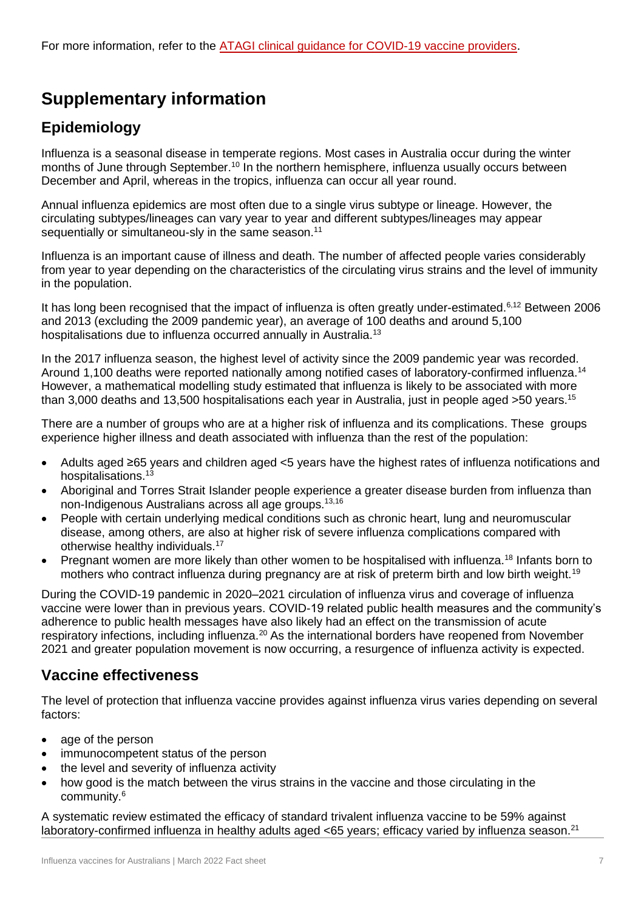For more information, refer to the [ATAGI clinical guidance for COVID-19 vaccine providers](ATAGI clinical guidance for COVID-19 vaccine providers).

# Supplementary information

## Epidemiology

Influenza is a seasonal disease in temperate regions. Most cases in Australia occur during the winter months of June through September.[10] In the northern hemisphere, influenza usually occurs between December and April, whereas in the tropics, influenza can occur all year round.

Annual influenza epidemics are most often due to a single virus subtype or lineage. However, the circulating subtypes/lineages can vary year to year and different subtypes/lineages may appear sequentially or simultaneou-sly in the same season.[11]

Influenza is an important cause of illness and death. The number of affected people varies considerably from year to year depending on the characteristics of the circulating virus strains and the level of immunity in the population.

It has long been recognised that the impact of influenza is often greatly under-estimated.[6,12] Between 2006 and 2013 (excluding the 2009 pandemic year), an average of 100 deaths and around 5,100 hospitalisations due to influenza occurred annually in Australia.[13]

In the 2017 influenza season, the highest level of activity since the 2009 pandemic year was recorded. Around 1,100 deaths were reported nationally among notified cases of laboratory-confirmed influenza.[14] However, a mathematical modelling study estimated that influenza is likely to be associated with more than 3,000 deaths and 13,500 hospitalisations each year in Australia, just in people aged >50 years.[15]

There are a number of groups who are at a higher risk of influenza and its complications. These groups experience higher illness and death associated with influenza than the rest of the population:

- Adults aged ≥65 years and children aged <5 years have the highest rates of influenza notifications and hospitalisations.[13]
- Aboriginal and Torres Strait Islander people experience a greater disease burden from influenza than non-Indigenous Australians across all age groups.[13,16]
- People with certain underlying medical conditions such as chronic heart, lung and neuromuscular disease, among others, are also at higher risk of severe influenza complications compared with otherwise healthy individuals.[17]
- Pregnant women are more likely than other women to be hospitalised with influenza.[18] Infants born to mothers who contract influenza during pregnancy are at risk of preterm birth and low birth weight.[19]

During the COVID-19 pandemic in 2020–2021 circulation of influenza virus and coverage of influenza vaccine were lower than in previous years. COVID-19 related public health measures and the community's adherence to public health messages have also likely had an effect on the transmission of acute respiratory infections, including influenza.[20] As the international borders have reopened from November 2021 and greater population movement is now occurring, a resurgence of influenza activity is expected.

## Vaccine effectiveness

The level of protection that influenza vaccine provides against influenza virus varies depending on several factors:

- age of the person
- immunocompetent status of the person
- the level and severity of influenza activity
- how good is the match between the virus strains in the vaccine and those circulating in the community.[6]

A systematic review estimated the efficacy of standard trivalent influenza vaccine to be 59% against laboratory-confirmed influenza in healthy adults aged <65 years; efficacy varied by influenza season.[21]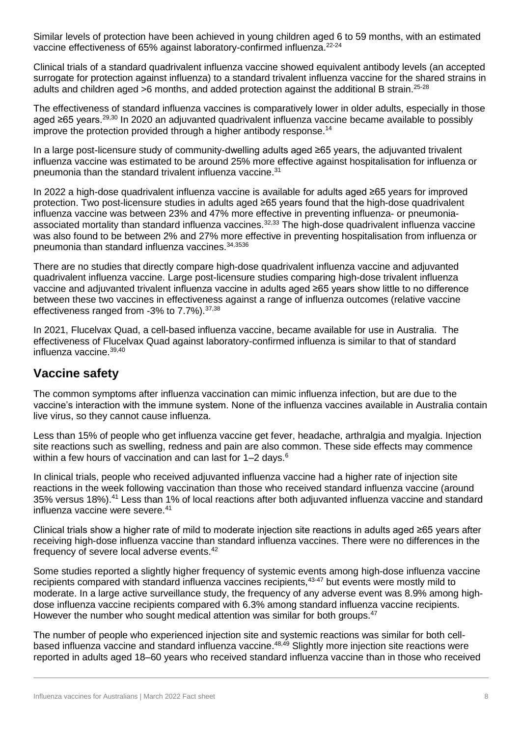Similar levels of protection have been achieved in young children aged 6 to 59 months, with an estimated vaccine effectiveness of 65% against laboratory-confirmed influenza.[22-24]

Clinical trials of a standard quadrivalent influenza vaccine showed equivalent antibody levels (an accepted surrogate for protection against influenza) to a standard trivalent influenza vaccine for the shared strains in adults and children aged >6 months, and added protection against the additional B strain.[25-28]

The effectiveness of standard influenza vaccines is comparatively lower in older adults, especially in those aged ≥65 years.[29,30] In 2020 an adjuvanted quadrivalent influenza vaccine became available to possibly improve the protection provided through a higher antibody response.[14]

In a large post-licensure study of community-dwelling adults aged ≥65 years, the adjuvanted trivalent influenza vaccine was estimated to be around 25% more effective against hospitalisation for influenza or pneumonia than the standard trivalent influenza vaccine.[31]

In 2022 a high-dose quadrivalent influenza vaccine is available for adults aged ≥65 years for improved protection. Two post-licensure studies in adults aged ≥65 years found that the high-dose quadrivalent influenza vaccine was between 23% and 47% more effective in preventing influenza- or pneumonia-associated mortality than standard influenza vaccines.[32,33] The high-dose quadrivalent influenza vaccine was also found to be between 2% and 27% more effective in preventing hospitalisation from influenza or pneumonia than standard influenza vaccines.[34,3536]

There are no studies that directly compare high-dose quadrivalent influenza vaccine and adjuvanted quadrivalent influenza vaccine. Large post-licensure studies comparing high-dose trivalent influenza vaccine and adjuvanted trivalent influenza vaccine in adults aged ≥65 years show little to no difference between these two vaccines in effectiveness against a range of influenza outcomes (relative vaccine effectiveness ranged from -3% to 7.7%).[37,38]

In 2021, Flucelvax Quad, a cell-based influenza vaccine, became available for use in Australia. The effectiveness of Flucelvax Quad against laboratory-confirmed influenza is similar to that of standard influenza vaccine.[39,40]

## Vaccine safety

The common symptoms after influenza vaccination can mimic influenza infection, but are due to the vaccine's interaction with the immune system. None of the influenza vaccines available in Australia contain live virus, so they cannot cause influenza.

Less than 15% of people who get influenza vaccine get fever, headache, arthralgia and myalgia. Injection site reactions such as swelling, redness and pain are also common. These side effects may commence within a few hours of vaccination and can last for 1–2 days.[6]

In clinical trials, people who received adjuvanted influenza vaccine had a higher rate of injection site reactions in the week following vaccination than those who received standard influenza vaccine (around 35% versus 18%).[41] Less than 1% of local reactions after both adjuvanted influenza vaccine and standard influenza vaccine were severe.[41]

Clinical trials show a higher rate of mild to moderate injection site reactions in adults aged ≥65 years after receiving high-dose influenza vaccine than standard influenza vaccines. There were no differences in the frequency of severe local adverse events.[42]

Some studies reported a slightly higher frequency of systemic events among high-dose influenza vaccine recipients compared with standard influenza vaccines recipients,[43-47] but events were mostly mild to moderate. In a large active surveillance study, the frequency of any adverse event was 8.9% among high-dose influenza vaccine recipients compared with 6.3% among standard influenza vaccine recipients. However the number who sought medical attention was similar for both groups.[47]

The number of people who experienced injection site and systemic reactions was similar for both cell-based influenza vaccine and standard influenza vaccine.[48,49] Slightly more injection site reactions were reported in adults aged 18–60 years who received standard influenza vaccine than in those who received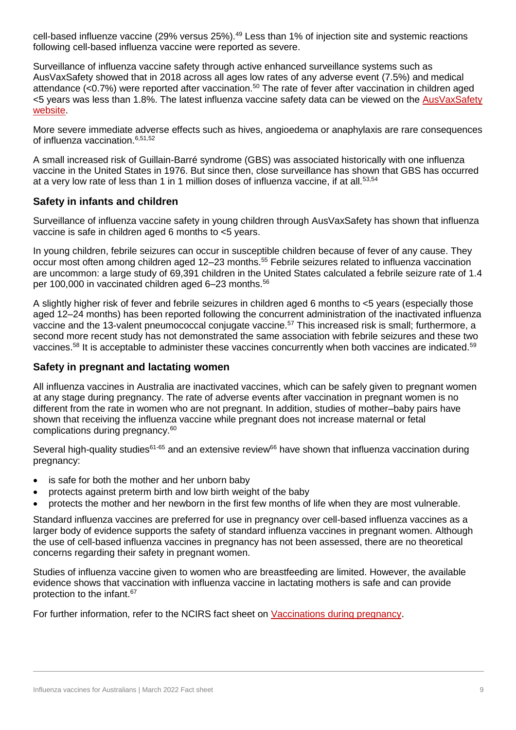cell-based influenze vaccine (29% versus 25%).[49] Less than 1% of injection site and systemic reactions following cell-based influenza vaccine were reported as severe.

Surveillance of influenza vaccine safety through active enhanced surveillance systems such as AusVaxSafety showed that in 2018 across all ages low rates of any adverse event (7.5%) and medical attendance (<0.7%) were reported after vaccination.[50] The rate of fever after vaccination in children aged <5 years was less than 1.8%. The latest influenza vaccine safety data can be viewed on the AusVaxSafety website.

More severe immediate adverse effects such as hives, angioedema or anaphylaxis are rare consequences of influenza vaccination.[6,51,52]

A small increased risk of Guillain-Barré syndrome (GBS) was associated historically with one influenza vaccine in the United States in 1976. But since then, close surveillance has shown that GBS has occurred at a very low rate of less than 1 in 1 million doses of influenza vaccine, if at all.[53,54]

## Safety in infants and children

Surveillance of influenza vaccine safety in young children through AusVaxSafety has shown that influenza vaccine is safe in children aged 6 months to <5 years.

In young children, febrile seizures can occur in susceptible children because of fever of any cause. They occur most often among children aged 12–23 months.[55] Febrile seizures related to influenza vaccination are uncommon: a large study of 69,391 children in the United States calculated a febrile seizure rate of 1.4 per 100,000 in vaccinated children aged 6–23 months.[56]

A slightly higher risk of fever and febrile seizures in children aged 6 months to <5 years (especially those aged 12–24 months) has been reported following the concurrent administration of the inactivated influenza vaccine and the 13-valent pneumococcal conjugate vaccine.[57] This increased risk is small; furthermore, a second more recent study has not demonstrated the same association with febrile seizures and these two vaccines.[58] It is acceptable to administer these vaccines concurrently when both vaccines are indicated.[59]

## Safety in pregnant and lactating women

All influenza vaccines in Australia are inactivated vaccines, which can be safely given to pregnant women at any stage during pregnancy. The rate of adverse events after vaccination in pregnant women is no different from the rate in women who are not pregnant. In addition, studies of mother–baby pairs have shown that receiving the influenza vaccine while pregnant does not increase maternal or fetal complications during pregnancy.[60]

Several high-quality studies[61-65] and an extensive review[66] have shown that influenza vaccination during pregnancy:

- is safe for both the mother and her unborn baby
- protects against preterm birth and low birth weight of the baby
- protects the mother and her newborn in the first few months of life when they are most vulnerable.

Standard influenza vaccines are preferred for use in pregnancy over cell-based influenza vaccines as a larger body of evidence supports the safety of standard influenza vaccines in pregnant women. Although the use of cell-based influenza vaccines in pregnancy has not been assessed, there are no theoretical concerns regarding their safety in pregnant women.

Studies of influenza vaccine given to women who are breastfeeding are limited. However, the available evidence shows that vaccination with influenza vaccine in lactating mothers is safe and can provide protection to the infant.[67]

For further information, refer to the NCIRS fact sheet on Vaccinations during pregnancy.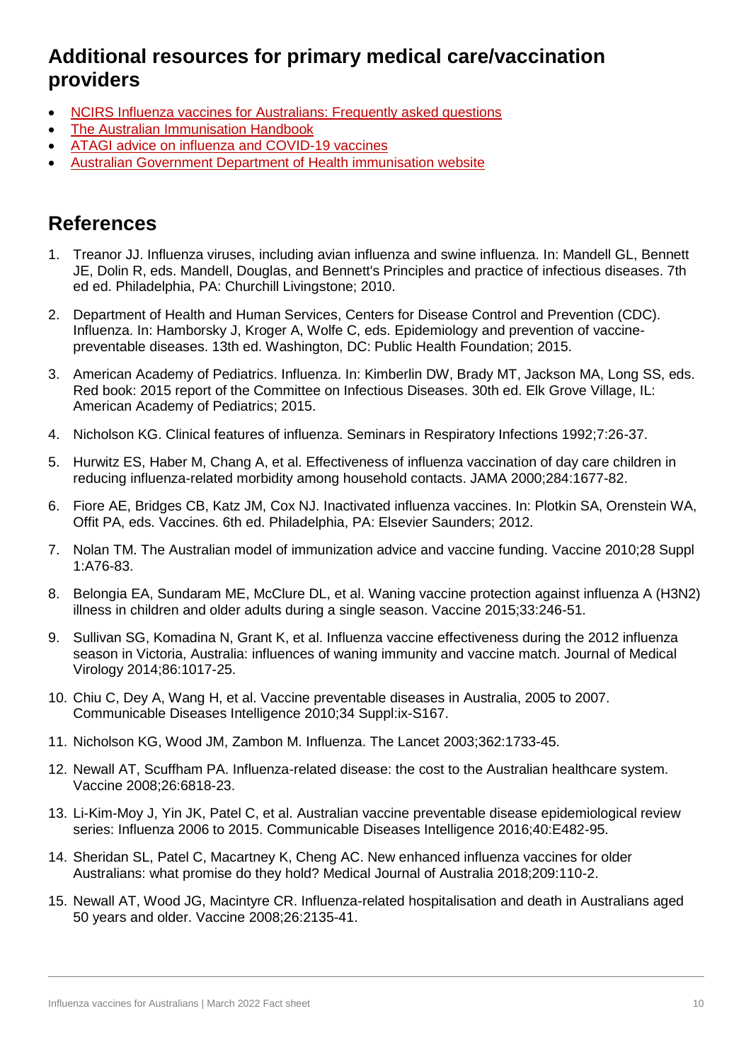## Additional resources for primary medical care/vaccination providers

- NCIRS Influenza vaccines for Australians: Frequently asked questions
- The Australian Immunisation Handbook
- ATAGI advice on influenza and COVID-19 vaccines
- Australian Government Department of Health immunisation website

## References

1. Treanor JJ. Influenza viruses, including avian influenza and swine influenza. In: Mandell GL, Bennett JE, Dolin R, eds. Mandell, Douglas, and Bennett's Principles and practice of infectious diseases. 7th ed ed. Philadelphia, PA: Churchill Livingstone; 2010.
2. Department of Health and Human Services, Centers for Disease Control and Prevention (CDC). Influenza. In: Hamborsky J, Kroger A, Wolfe C, eds. Epidemiology and prevention of vaccine-preventable diseases. 13th ed. Washington, DC: Public Health Foundation; 2015.
3. American Academy of Pediatrics. Influenza. In: Kimberlin DW, Brady MT, Jackson MA, Long SS, eds. Red book: 2015 report of the Committee on Infectious Diseases. 30th ed. Elk Grove Village, IL: American Academy of Pediatrics; 2015.
4. Nicholson KG. Clinical features of influenza. Seminars in Respiratory Infections 1992;7:26-37.
5. Hurwitz ES, Haber M, Chang A, et al. Effectiveness of influenza vaccination of day care children in reducing influenza-related morbidity among household contacts. JAMA 2000;284:1677-82.
6. Fiore AE, Bridges CB, Katz JM, Cox NJ. Inactivated influenza vaccines. In: Plotkin SA, Orenstein WA, Offit PA, eds. Vaccines. 6th ed. Philadelphia, PA: Elsevier Saunders; 2012.
7. Nolan TM. The Australian model of immunization advice and vaccine funding. Vaccine 2010;28 Suppl 1:A76-83.
8. Belongia EA, Sundaram ME, McClure DL, et al. Waning vaccine protection against influenza A (H3N2) illness in children and older adults during a single season. Vaccine 2015;33:246-51.
9. Sullivan SG, Komadina N, Grant K, et al. Influenza vaccine effectiveness during the 2012 influenza season in Victoria, Australia: influences of waning immunity and vaccine match. Journal of Medical Virology 2014;86:1017-25.
10. Chiu C, Dey A, Wang H, et al. Vaccine preventable diseases in Australia, 2005 to 2007. Communicable Diseases Intelligence 2010;34 Suppl:ix-S167.
11. Nicholson KG, Wood JM, Zambon M. Influenza. The Lancet 2003;362:1733-45.
12. Newall AT, Scuffham PA. Influenza-related disease: the cost to the Australian healthcare system. Vaccine 2008;26:6818-23.
13. Li-Kim-Moy J, Yin JK, Patel C, et al. Australian vaccine preventable disease epidemiological review series: Influenza 2006 to 2015. Communicable Diseases Intelligence 2016;40:E482-95.
14. Sheridan SL, Patel C, Macartney K, Cheng AC. New enhanced influenza vaccines for older Australians: what promise do they hold? Medical Journal of Australia 2018;209:110-2.
15. Newall AT, Wood JG, Macintyre CR. Influenza-related hospitalisation and death in Australians aged 50 years and older. Vaccine 2008;26:2135-41.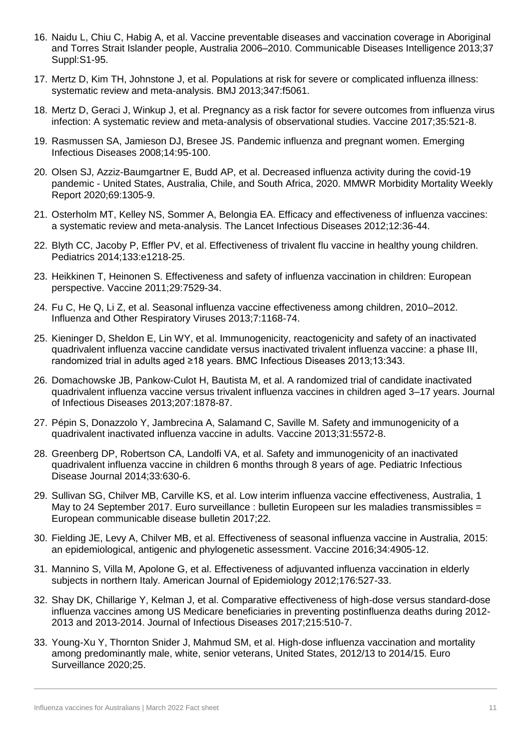16. Naidu L, Chiu C, Habig A, et al. Vaccine preventable diseases and vaccination coverage in Aboriginal and Torres Strait Islander people, Australia 2006–2010. Communicable Diseases Intelligence 2013;37 Suppl:S1-95.
17. Mertz D, Kim TH, Johnstone J, et al. Populations at risk for severe or complicated influenza illness: systematic review and meta-analysis. BMJ 2013;347:f5061.
18. Mertz D, Geraci J, Winkup J, et al. Pregnancy as a risk factor for severe outcomes from influenza virus infection: A systematic review and meta-analysis of observational studies. Vaccine 2017;35:521-8.
19. Rasmussen SA, Jamieson DJ, Bresee JS. Pandemic influenza and pregnant women. Emerging Infectious Diseases 2008;14:95-100.
20. Olsen SJ, Azziz-Baumgartner E, Budd AP, et al. Decreased influenza activity during the covid-19 pandemic - United States, Australia, Chile, and South Africa, 2020. MMWR Morbidity Mortality Weekly Report 2020;69:1305-9.
21. Osterholm MT, Kelley NS, Sommer A, Belongia EA. Efficacy and effectiveness of influenza vaccines: a systematic review and meta-analysis. The Lancet Infectious Diseases 2012;12:36-44.
22. Blyth CC, Jacoby P, Effler PV, et al. Effectiveness of trivalent flu vaccine in healthy young children. Pediatrics 2014;133:e1218-25.
23. Heikkinen T, Heinonen S. Effectiveness and safety of influenza vaccination in children: European perspective. Vaccine 2011;29:7529-34.
24. Fu C, He Q, Li Z, et al. Seasonal influenza vaccine effectiveness among children, 2010–2012. Influenza and Other Respiratory Viruses 2013;7:1168-74.
25. Kieninger D, Sheldon E, Lin WY, et al. Immunogenicity, reactogenicity and safety of an inactivated quadrivalent influenza vaccine candidate versus inactivated trivalent influenza vaccine: a phase III, randomized trial in adults aged ≥18 years. BMC Infectious Diseases 2013;13:343.
26. Domachowske JB, Pankow-Culot H, Bautista M, et al. A randomized trial of candidate inactivated quadrivalent influenza vaccine versus trivalent influenza vaccines in children aged 3–17 years. Journal of Infectious Diseases 2013;207:1878-87.
27. Pépin S, Donazzolo Y, Jambrecina A, Salamand C, Saville M. Safety and immunogenicity of a quadrivalent inactivated influenza vaccine in adults. Vaccine 2013;31:5572-8.
28. Greenberg DP, Robertson CA, Landolfi VA, et al. Safety and immunogenicity of an inactivated quadrivalent influenza vaccine in children 6 months through 8 years of age. Pediatric Infectious Disease Journal 2014;33:630-6.
29. Sullivan SG, Chilver MB, Carville KS, et al. Low interim influenza vaccine effectiveness, Australia, 1 May to 24 September 2017. Euro surveillance : bulletin Europeen sur les maladies transmissibles = European communicable disease bulletin 2017;22.
30. Fielding JE, Levy A, Chilver MB, et al. Effectiveness of seasonal influenza vaccine in Australia, 2015: an epidemiological, antigenic and phylogenetic assessment. Vaccine 2016;34:4905-12.
31. Mannino S, Villa M, Apolone G, et al. Effectiveness of adjuvanted influenza vaccination in elderly subjects in northern Italy. American Journal of Epidemiology 2012;176:527-33.
32. Shay DK, Chillarige Y, Kelman J, et al. Comparative effectiveness of high-dose versus standard-dose influenza vaccines among US Medicare beneficiaries in preventing postinfluenza deaths during 2012-2013 and 2013-2014. Journal of Infectious Diseases 2017;215:510-7.
33. Young-Xu Y, Thornton Snider J, Mahmud SM, et al. High-dose influenza vaccination and mortality among predominantly male, white, senior veterans, United States, 2012/13 to 2014/15. Euro Surveillance 2020;25.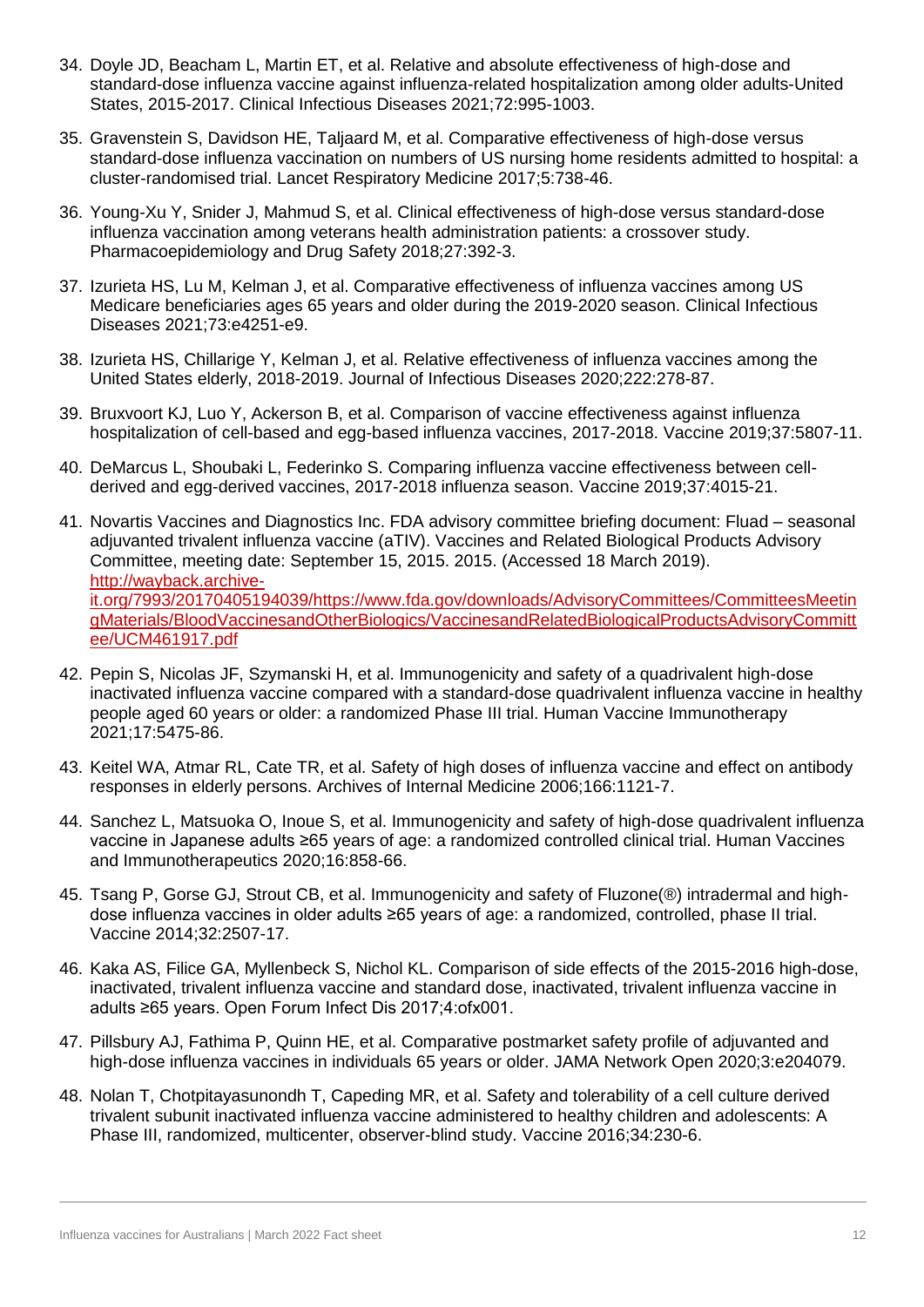34. Doyle JD, Beacham L, Martin ET, et al. Relative and absolute effectiveness of high-dose and standard-dose influenza vaccine against influenza-related hospitalization among older adults-United States, 2015-2017. Clinical Infectious Diseases 2021;72:995-1003.

35. Gravenstein S, Davidson HE, Taljaard M, et al. Comparative effectiveness of high-dose versus standard-dose influenza vaccination on numbers of US nursing home residents admitted to hospital: a cluster-randomised trial. Lancet Respiratory Medicine 2017;5:738-46.

36. Young-Xu Y, Snider J, Mahmud S, et al. Clinical effectiveness of high-dose versus standard-dose influenza vaccination among veterans health administration patients: a crossover study. Pharmacoepidemiology and Drug Safety 2018;27:392-3.

37. Izurieta HS, Lu M, Kelman J, et al. Comparative effectiveness of influenza vaccines among US Medicare beneficiaries ages 65 years and older during the 2019-2020 season. Clinical Infectious Diseases 2021;73:e4251-e9.

38. Izurieta HS, Chillarige Y, Kelman J, et al. Relative effectiveness of influenza vaccines among the United States elderly, 2018-2019. Journal of Infectious Diseases 2020;222:278-87.

39. Bruxvoort KJ, Luo Y, Ackerson B, et al. Comparison of vaccine effectiveness against influenza hospitalization of cell-based and egg-based influenza vaccines, 2017-2018. Vaccine 2019;37:5807-11.

40. DeMarcus L, Shoubaki L, Federinko S. Comparing influenza vaccine effectiveness between cell-derived and egg-derived vaccines, 2017-2018 influenza season. Vaccine 2019;37:4015-21.

41. Novartis Vaccines and Diagnostics Inc. FDA advisory committee briefing document: Fluad – seasonal adjuvanted trivalent influenza vaccine (aTIV). Vaccines and Related Biological Products Advisory Committee, meeting date: September 15, 2015. 2015. (Accessed 18 March 2019). [http://wayback.archive-it.org/7993/20170405194039/https://www.fda.gov/downloads/AdvisoryCommittees/CommitteesMeetingMaterials/BloodVaccinesandOtherBiologics/VaccinesandRelatedBiologicalProductsAdvisoryCommittee/UCM461917.pdf](http://wayback.archive-it.org/7993/20170405194039/https://www.fda.gov/downloads/AdvisoryCommittees/CommitteesMeetingMaterials/BloodVaccinesandOtherBiologics/VaccinesandRelatedBiologicalProductsAdvisoryCommittee/UCM461917.pdf)

42. Pepin S, Nicolas JF, Szymanski H, et al. Immunogenicity and safety of a quadrivalent high-dose inactivated influenza vaccine compared with a standard-dose quadrivalent influenza vaccine in healthy people aged 60 years or older: a randomized Phase III trial. Human Vaccine Immunotherapy 2021;17:5475-86.

43. Keitel WA, Atmar RL, Cate TR, et al. Safety of high doses of influenza vaccine and effect on antibody responses in elderly persons. Archives of Internal Medicine 2006;166:1121-7.

44. Sanchez L, Matsuoka O, Inoue S, et al. Immunogenicity and safety of high-dose quadrivalent influenza vaccine in Japanese adults ≥65 years of age: a randomized controlled clinical trial. Human Vaccines and Immunotherapeutics 2020;16:858-66.

45. Tsang P, Gorse GJ, Strout CB, et al. Immunogenicity and safety of Fluzone(®) intradermal and high-dose influenza vaccines in older adults ≥65 years of age: a randomized, controlled, phase II trial. Vaccine 2014;32:2507-17.

46. Kaka AS, Filice GA, Myllenbeck S, Nichol KL. Comparison of side effects of the 2015-2016 high-dose, inactivated, trivalent influenza vaccine and standard dose, inactivated, trivalent influenza vaccine in adults ≥65 years. Open Forum Infect Dis 2017;4:ofx001.

47. Pillsbury AJ, Fathima P, Quinn HE, et al. Comparative postmarket safety profile of adjuvanted and high-dose influenza vaccines in individuals 65 years or older. JAMA Network Open 2020;3:e204079.

48. Nolan T, Chotpitayasunondh T, Capeding MR, et al. Safety and tolerability of a cell culture derived trivalent subunit inactivated influenza vaccine administered to healthy children and adolescents: A Phase III, randomized, multicenter, observer-blind study. Vaccine 2016;34:230-6.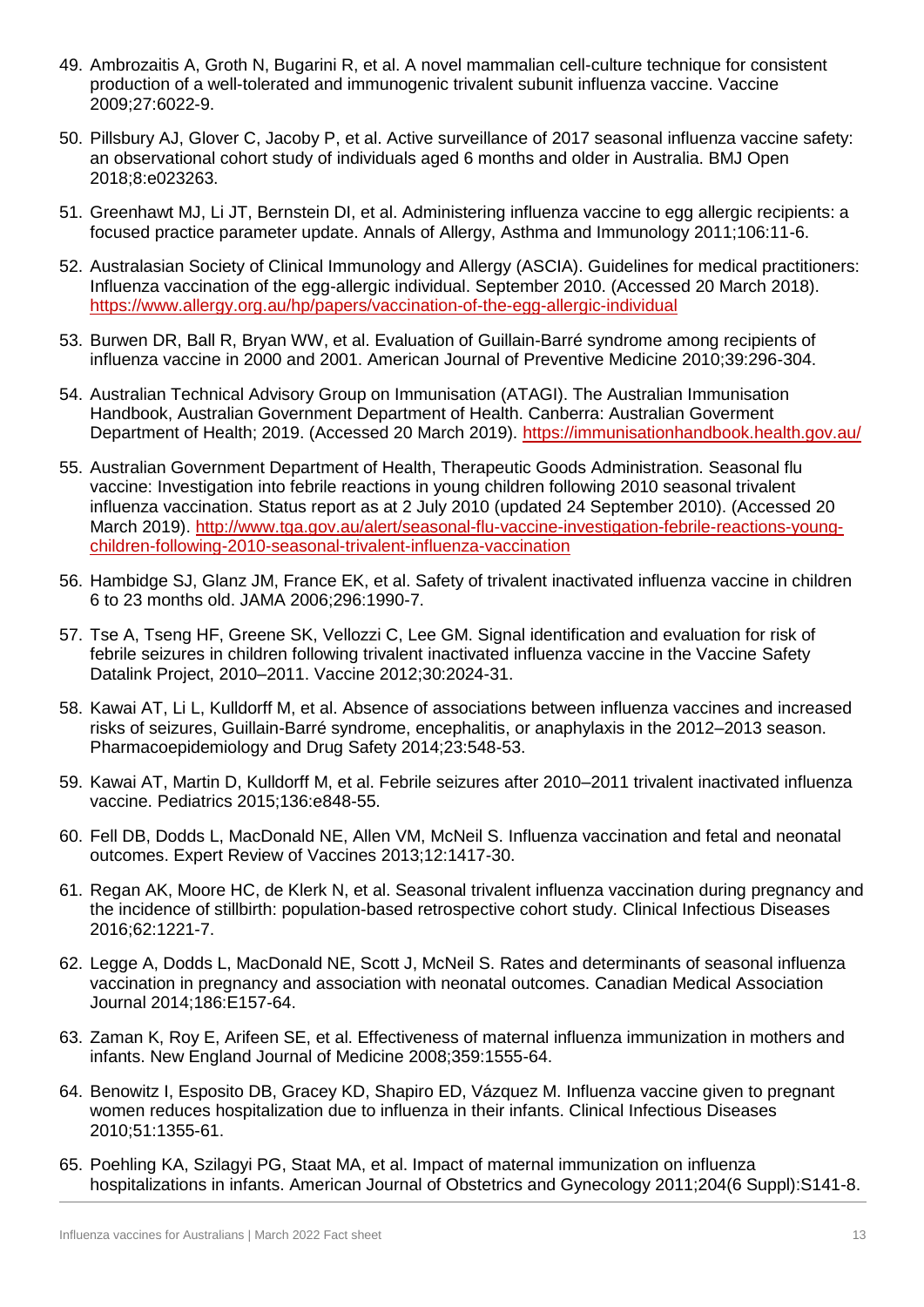49. Ambrozaitis A, Groth N, Bugarini R, et al. A novel mammalian cell-culture technique for consistent production of a well-tolerated and immunogenic trivalent subunit influenza vaccine. Vaccine 2009;27:6022-9.
50. Pillsbury AJ, Glover C, Jacoby P, et al. Active surveillance of 2017 seasonal influenza vaccine safety: an observational cohort study of individuals aged 6 months and older in Australia. BMJ Open 2018;8:e023263.
51. Greenhawt MJ, Li JT, Bernstein DI, et al. Administering influenza vaccine to egg allergic recipients: a focused practice parameter update. Annals of Allergy, Asthma and Immunology 2011;106:11-6.
52. Australasian Society of Clinical Immunology and Allergy (ASCIA). Guidelines for medical practitioners: Influenza vaccination of the egg-allergic individual. September 2010. (Accessed 20 March 2018). https://www.allergy.org.au/hp/papers/vaccination-of-the-egg-allergic-individual
53. Burwen DR, Ball R, Bryan WW, et al. Evaluation of Guillain-Barré syndrome among recipients of influenza vaccine in 2000 and 2001. American Journal of Preventive Medicine 2010;39:296-304.
54. Australian Technical Advisory Group on Immunisation (ATAGI). The Australian Immunisation Handbook, Australian Government Department of Health. Canberra: Australian Goverment Department of Health; 2019. (Accessed 20 March 2019). https://immunisationhandbook.health.gov.au/
55. Australian Government Department of Health, Therapeutic Goods Administration. Seasonal flu vaccine: Investigation into febrile reactions in young children following 2010 seasonal trivalent influenza vaccination. Status report as at 2 July 2010 (updated 24 September 2010). (Accessed 20 March 2019). http://www.tga.gov.au/alert/seasonal-flu-vaccine-investigation-febrile-reactions-young-children-following-2010-seasonal-trivalent-influenza-vaccination
56. Hambidge SJ, Glanz JM, France EK, et al. Safety of trivalent inactivated influenza vaccine in children 6 to 23 months old. JAMA 2006;296:1990-7.
57. Tse A, Tseng HF, Greene SK, Vellozzi C, Lee GM. Signal identification and evaluation for risk of febrile seizures in children following trivalent inactivated influenza vaccine in the Vaccine Safety Datalink Project, 2010–2011. Vaccine 2012;30:2024-31.
58. Kawai AT, Li L, Kulldorff M, et al. Absence of associations between influenza vaccines and increased risks of seizures, Guillain-Barré syndrome, encephalitis, or anaphylaxis in the 2012–2013 season. Pharmacoepidemiology and Drug Safety 2014;23:548-53.
59. Kawai AT, Martin D, Kulldorff M, et al. Febrile seizures after 2010–2011 trivalent inactivated influenza vaccine. Pediatrics 2015;136:e848-55.
60. Fell DB, Dodds L, MacDonald NE, Allen VM, McNeil S. Influenza vaccination and fetal and neonatal outcomes. Expert Review of Vaccines 2013;12:1417-30.
61. Regan AK, Moore HC, de Klerk N, et al. Seasonal trivalent influenza vaccination during pregnancy and the incidence of stillbirth: population-based retrospective cohort study. Clinical Infectious Diseases 2016;62:1221-7.
62. Legge A, Dodds L, MacDonald NE, Scott J, McNeil S. Rates and determinants of seasonal influenza vaccination in pregnancy and association with neonatal outcomes. Canadian Medical Association Journal 2014;186:E157-64.
63. Zaman K, Roy E, Arifeen SE, et al. Effectiveness of maternal influenza immunization in mothers and infants. New England Journal of Medicine 2008;359:1555-64.
64. Benowitz I, Esposito DB, Gracey KD, Shapiro ED, Vázquez M. Influenza vaccine given to pregnant women reduces hospitalization due to influenza in their infants. Clinical Infectious Diseases 2010;51:1355-61.
65. Poehling KA, Szilagyi PG, Staat MA, et al. Impact of maternal immunization on influenza hospitalizations in infants. American Journal of Obstetrics and Gynecology 2011;204(6 Suppl):S141-8.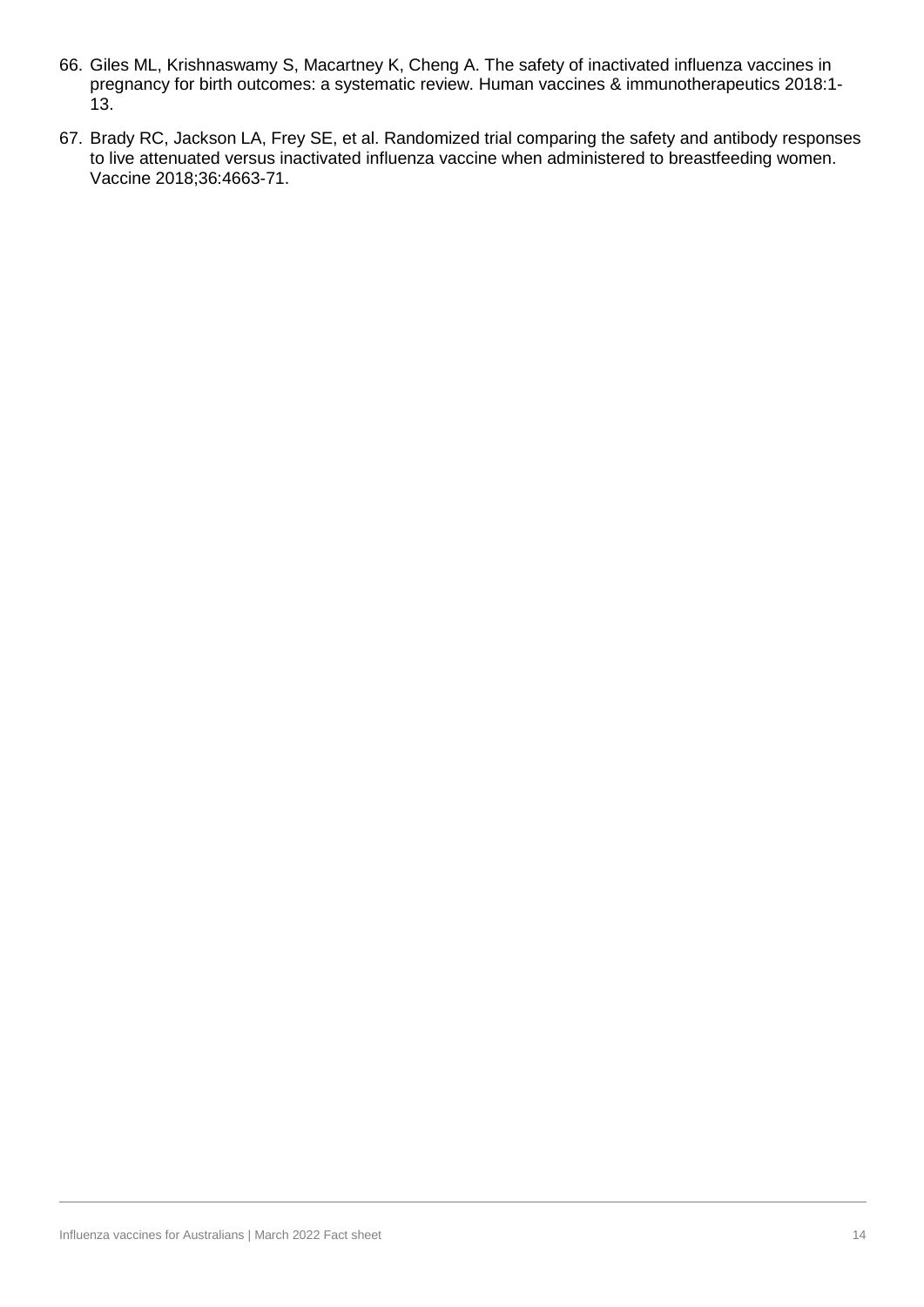66. Giles ML, Krishnaswamy S, Macartney K, Cheng A. The safety of inactivated influenza vaccines in pregnancy for birth outcomes: a systematic review. Human vaccines & immunotherapeutics 2018:1-13.
67. Brady RC, Jackson LA, Frey SE, et al. Randomized trial comparing the safety and antibody responses to live attenuated versus inactivated influenza vaccine when administered to breastfeeding women. Vaccine 2018;36:4663-71.